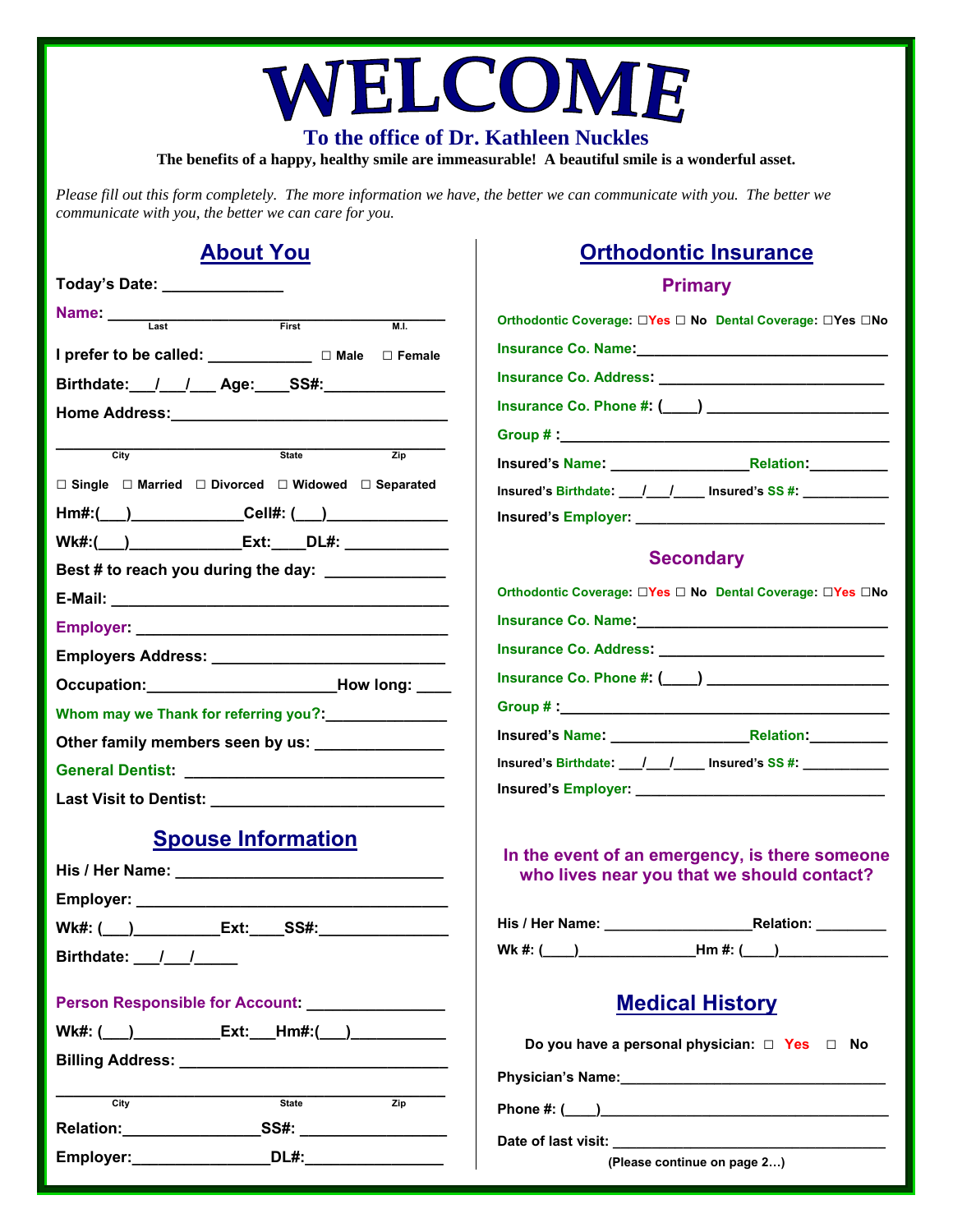# WELCOME

## To the office of Dr. Kathleen Nuckles

**The benefits of a happy, healthy smile are immeasurable! A beautiful smile is a wonderful asset.**

*Please fill out this form completely. The more information we have, the better we can communicate with you. The better we communicate with you, the better we can care for you.*

## About You

**Today's Date:** _____________

**Name:** ______________________________________
Last First M.I.

**I prefer to be called:** ____________ ☐ Male ☐ Female

**Birthdate:**___/___/___ **Age:**____**SS#:**______________

**Home Address:**_______________________________

_______________________________________________
City State Zip

☐ Single ☐ Married ☐ Divorced ☐ Widowed ☐ Separated

**Hm#:**(___)_____________**Cell#:** (___)______________

**Wk#:**(___)_____________**Ext:**____**DL#:** ____________

**Best # to reach you during the day:** _____________

**E-Mail:** _______________________________________

**Employer:** _____________________________________

**Employers Address:** __________________________

**Occupation:**____________________**How long:** ____

**Whom may we Thank for referring you?:**______________

**Other family members seen by us:** ______________

**General Dentist:** _____________________________

**Last Visit to Dentist:** _________________________

## Spouse Information

**His / Her Name:** _______________________________

**Employer:** _____________________________________

**Wk#:** (___)__________**Ext:**____**SS#:**_______________

**Birthdate:** ___/___/_____

**Person Responsible for Account:** _______________

**Wk#:** (___)__________**Ext:**___**Hm#:**(___)___________

**Billing Address:** ______________________________

_______________________________________________
City State Zip

**Relation:**_______________**SS#:** ________________

**Employer:**_______________**DL#:**________________

## Orthodontic Insurance

### Primary

**Orthodontic Coverage:** ☐Yes ☐ No **Dental Coverage:** ☐Yes ☐No

**Insurance Co. Name:**______________________________

**Insurance Co. Address:** ___________________________

**Insurance Co. Phone #:** (____) ______________________

**Group # :**_____________________________________

**Insured's Name:** ________________**Relation:**_________

**Insured's Birthdate:** ___/___/____ **Insured's SS #:** ___________

**Insured's Employer:** ______________________________

### Secondary

**Orthodontic Coverage:** ☐Yes ☐ No **Dental Coverage:** ☐Yes ☐No

**Insurance Co. Name:**______________________________

**Insurance Co. Address:** ___________________________

**Insurance Co. Phone #:** (____) ______________________

**Group # :**_____________________________________

**Insured's Name:** ________________**Relation:**_________

**Insured's Birthdate:** ___/___/____ **Insured's SS #:** ___________

**Insured's Employer:** ______________________________

**In the event of an emergency, is there someone who lives near you that we should contact?**

**His / Her Name:** _________________**Relation:** ________

**Wk #:** (____)______________**Hm #:** (____)_____________

## Medical History

**Do you have a personal physician:** ☐ Yes ☐ No

**Physician's Name:**________________________________

**Phone #:** (____)__________________________________

**Date of last visit:** _______________________________

**(Please continue on page 2…)**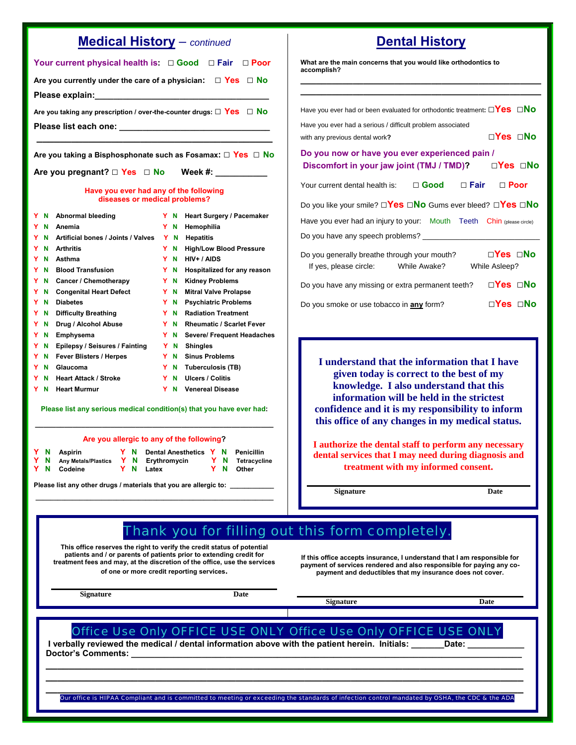## Medical History – *continued*

Your current physical health is: ☐ Good ☐ Fair ☐ Poor

Are you currently under the care of a physician: ☐ Yes ☐ No

Please explain:____________________________________

Are you taking any prescription / over-the-counter drugs: ☐ Yes ☐ No

Please list each one: ________________________________

______________________________________________

Are you taking a Bisphosphonate such as Fosamax: ☐ Yes ☐ No

Are you pregnant? ☐ Yes ☐ No Week #: ___________

**Have you ever had any of the following diseases or medical problems?**

| | |
|---|---|
| Y N Abnormal bleeding | Y N Heart Surgery / Pacemaker |
| Y N Anemia | Y N Hemophilia |
| Y N Artificial bones / Joints / Valves | Y N Hepatitis |
| Y N Arthritis | Y N High/Low Blood Pressure |
| Y N Asthma | Y N HIV+ / AIDS |
| Y N Blood Transfusion | Y N Hospitalized for any reason |
| Y N Cancer / Chemotherapy | Y N Kidney Problems |
| Y N Congenital Heart Defect | Y N Mitral Valve Prolapse |
| Y N Diabetes | Y N Psychiatric Problems |
| Y N Difficulty Breathing | Y N Radiation Treatment |
| Y N Drug / Alcohol Abuse | Y N Rheumatic / Scarlet Fever |
| Y N Emphysema | Y N Severe/ Frequent Headaches |
| Y N Epilepsy / Seisures / Fainting | Y N Shingles |
| Y N Fever Blisters / Herpes | Y N Sinus Problems |
| Y N Glaucoma | Y N Tuberculosis (TB) |
| Y N Heart Attack / Stroke | Y N Ulcers / Colitis |
| Y N Heart Murmur | Y N Venereal Disease |

Please list any serious medical condition(s) that you have ever had:

______________________________________________

**Are you allergic to any of the following?**

| | | |
|---|---|---|
| Y N Aspirin | Y N Dental Anesthetics | Y N Penicillin |
| Y N Any Metals/Plastics | Y N Erythromycin | Y N Tetracycline |
| Y N Codeine | Y N Latex | Y N Other |

Please list any other drugs / materials that you are allergic to: ___________

______________________________________________

## Dental History

What are the main concerns that you would like orthodontics to accomplish?

______________________________________________

______________________________________________

Have you ever had or been evaluated for orthodontic treatment: ☐Yes ☐No

Have you ever had a serious / difficult problem associated with any previous dental work? ☐Yes ☐No

**Do you now or have you ever experienced pain / Discomfort in your jaw joint (TMJ / TMD)?** ☐Yes ☐No

Your current dental health is: ☐ Good ☐ Fair ☐ Poor

Do you like your smile? ☐Yes ☐No Gums ever bleed? ☐Yes ☐No

Have you ever had an injury to your: Mouth Teeth Chin (please circle)

Do you have any speech problems? ______________________

Do you generally breathe through your mouth? ☐Yes ☐No
If yes, please circle: While Awake? While Asleep?

Do you have any missing or extra permanent teeth? ☐Yes ☐No

Do you smoke or use tobacco in **any** form? ☐Yes ☐No

**I understand that the information that I have given today is correct to the best of my knowledge. I also understand that this information will be held in the strictest confidence and it is my responsibility to inform this office of any changes in my medical status.**

**I authorize the dental staff to perform any necessary dental services that I may need during diagnosis and treatment with my informed consent.**

______________________________________________
**Signature** **Date**

## Thank you for filling out this form completely.

**This office reserves the right to verify the credit status of potential patients and / or parents of patients prior to extending credit for treatment fees and may, at the discretion of the office, use the services of one or more credit reporting services.**

______________________________________________
**Signature** **Date**

**If this office accepts insurance, I understand that I am responsible for payment of services rendered and also responsible for paying any co-payment and deductibles that my insurance does not cover.**

______________________________________________
**Signature** **Date**

## Office Use Only OFFICE USE ONLY Office Use Only OFFICE USE ONLY

**I verbally reviewed the medical / dental information above with the patient herein. Initials: _______Date: ____________**

**Doctor's Comments:** ______________________________________________

______________________________________________

______________________________________________

______________________________________________

Our office is HIPAA Compliant and is committed to meeting or exceeding the standards of infection control mandated by OSHA, the CDC & the ADA